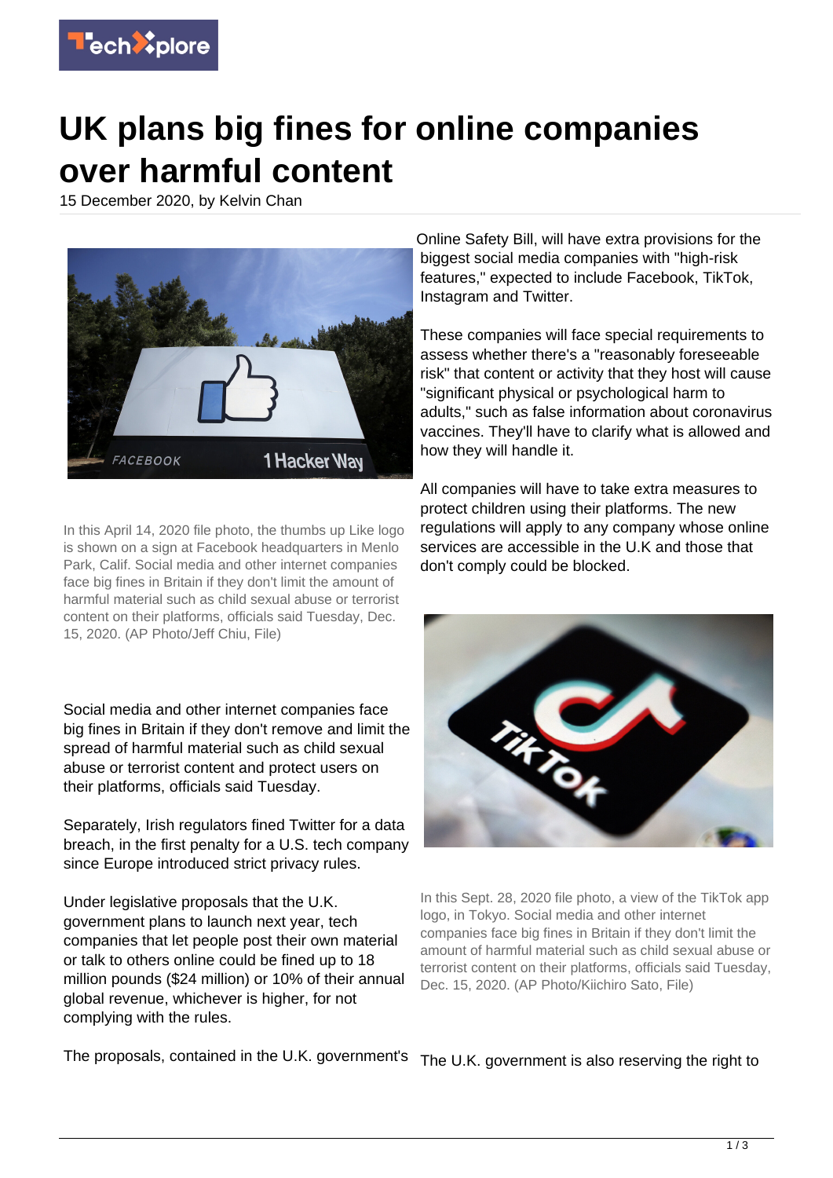# UK plans big fines for online companies over harmful content

15 December 2020, by Kelvin Chan

In this April 14, 2020 file photo, the thumbs up Like logo is shown on a sign at Facebook headquarters in Menlo Park, Calif. Social media and other internet companies face big fines in Britain if they don't limit the amount of harmful material such as child sexual abuse or terrorist content on their platforms, officials said Tuesday, Dec. 15, 2020. (AP Photo/Jeff Chiu, File)

Social media and other internet companies face big fines in Britain if they don't remove and limit the spread of harmful material such as child sexual abuse or terrorist content and protect users on their platforms, officials said Tuesday.

Separately, Irish regulators fined Twitter for a data breach, in the first penalty for a U.S. tech company since Europe introduced strict privacy rules.

Under legislative proposals that the U.K. government plans to launch next year, tech companies that let people post their own material or talk to others online could be fined up to 18 million pounds ($24 million) or 10% of their annual global revenue, whichever is higher, for not complying with the rules.

The proposals, contained in the U.K. government's Online Safety Bill, will have extra provisions for the biggest social media companies with "high-risk features," expected to include Facebook, TikTok, Instagram and Twitter.

These companies will face special requirements to assess whether there's a "reasonably foreseeable risk" that content or activity that they host will cause "significant physical or psychological harm to adults," such as false information about coronavirus vaccines. They'll have to clarify what is allowed and how they will handle it.

All companies will have to take extra measures to protect children using their platforms. The new regulations will apply to any company whose online services are accessible in the U.K and those that don't comply could be blocked.

In this Sept. 28, 2020 file photo, a view of the TikTok app logo, in Tokyo. Social media and other internet companies face big fines in Britain if they don't limit the amount of harmful material such as child sexual abuse or terrorist content on their platforms, officials said Tuesday, Dec. 15, 2020. (AP Photo/Kiichiro Sato, File)

The U.K. government is also reserving the right to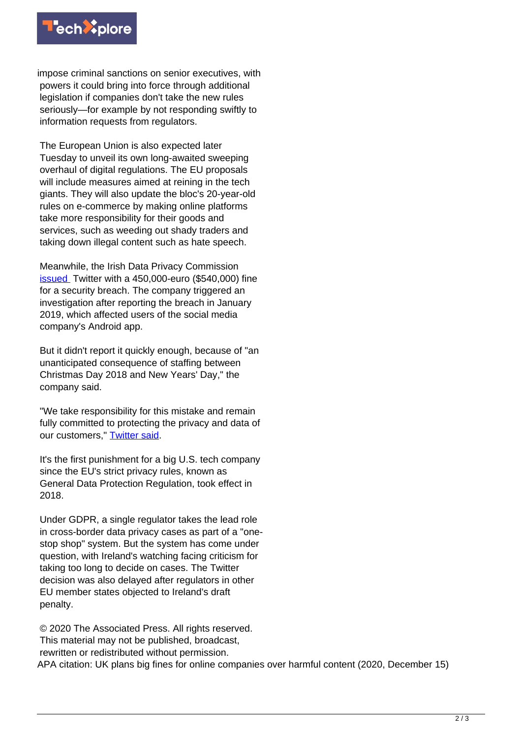impose criminal sanctions on senior executives, with powers it could bring into force through additional legislation if companies don't take the new rules seriously—for example by not responding swiftly to information requests from regulators.

The European Union is also expected later Tuesday to unveil its own long-awaited sweeping overhaul of digital regulations. The EU proposals will include measures aimed at reining in the tech giants. They will also update the bloc's 20-year-old rules on e-commerce by making online platforms take more responsibility for their goods and services, such as weeding out shady traders and taking down illegal content such as hate speech.

Meanwhile, the Irish Data Privacy Commission issued Twitter with a 450,000-euro ($540,000) fine for a security breach. The company triggered an investigation after reporting the breach in January 2019, which affected users of the social media company's Android app.

But it didn't report it quickly enough, because of "an unanticipated consequence of staffing between Christmas Day 2018 and New Years' Day," the company said.

"We take responsibility for this mistake and remain fully committed to protecting the privacy and data of our customers," Twitter said.

It's the first punishment for a big U.S. tech company since the EU's strict privacy rules, known as General Data Protection Regulation, took effect in 2018.

Under GDPR, a single regulator takes the lead role in cross-border data privacy cases as part of a "one-stop shop" system. But the system has come under question, with Ireland's watching facing criticism for taking too long to decide on cases. The Twitter decision was also delayed after regulators in other EU member states objected to Ireland's draft penalty.

© 2020 The Associated Press. All rights reserved. This material may not be published, broadcast, rewritten or redistributed without permission.

APA citation: UK plans big fines for online companies over harmful content (2020, December 15)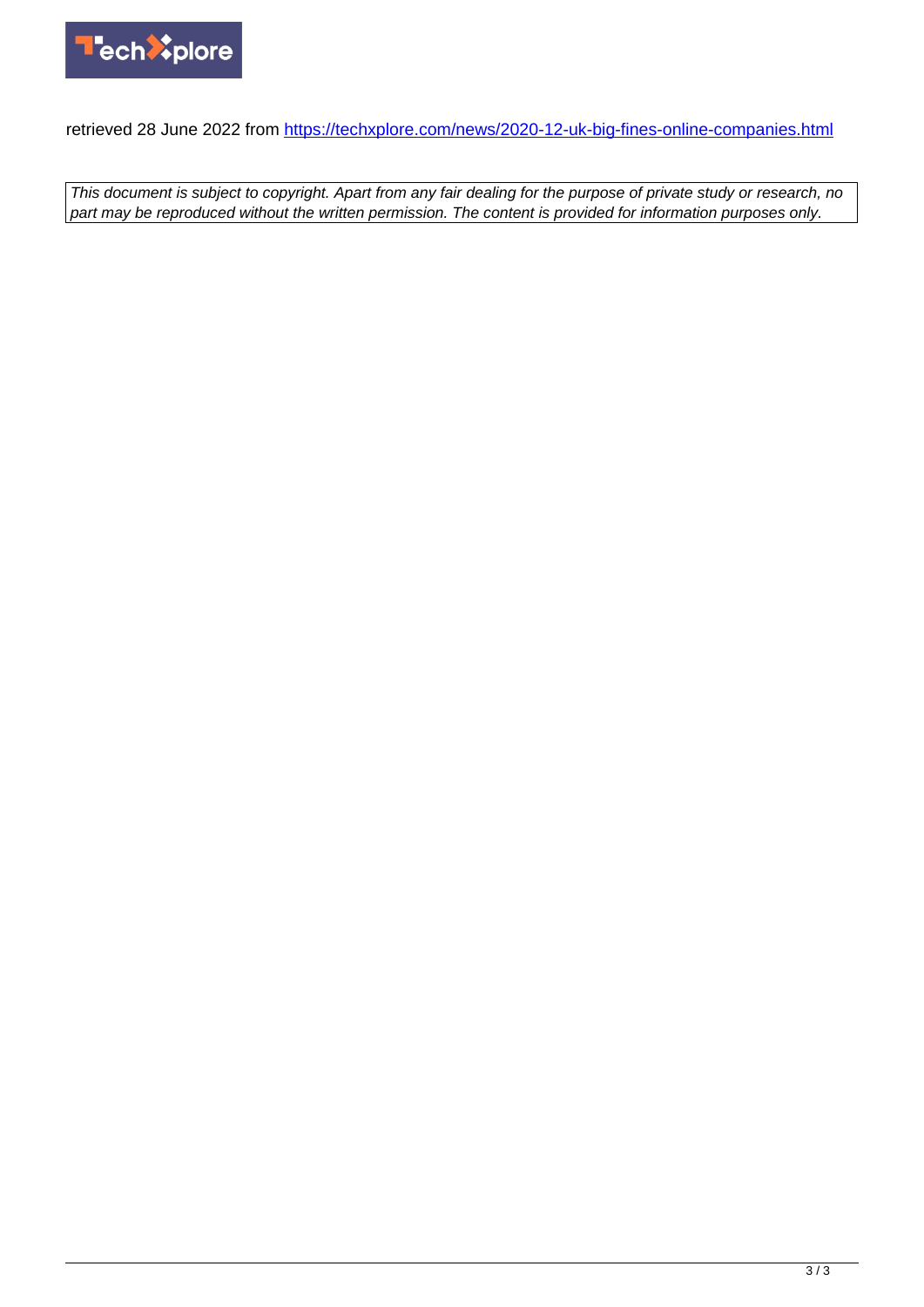retrieved 28 June 2022 from https://techxplore.com/news/2020-12-uk-big-fines-online-companies.html

*This document is subject to copyright. Apart from any fair dealing for the purpose of private study or research, no part may be reproduced without the written permission. The content is provided for information purposes only.*